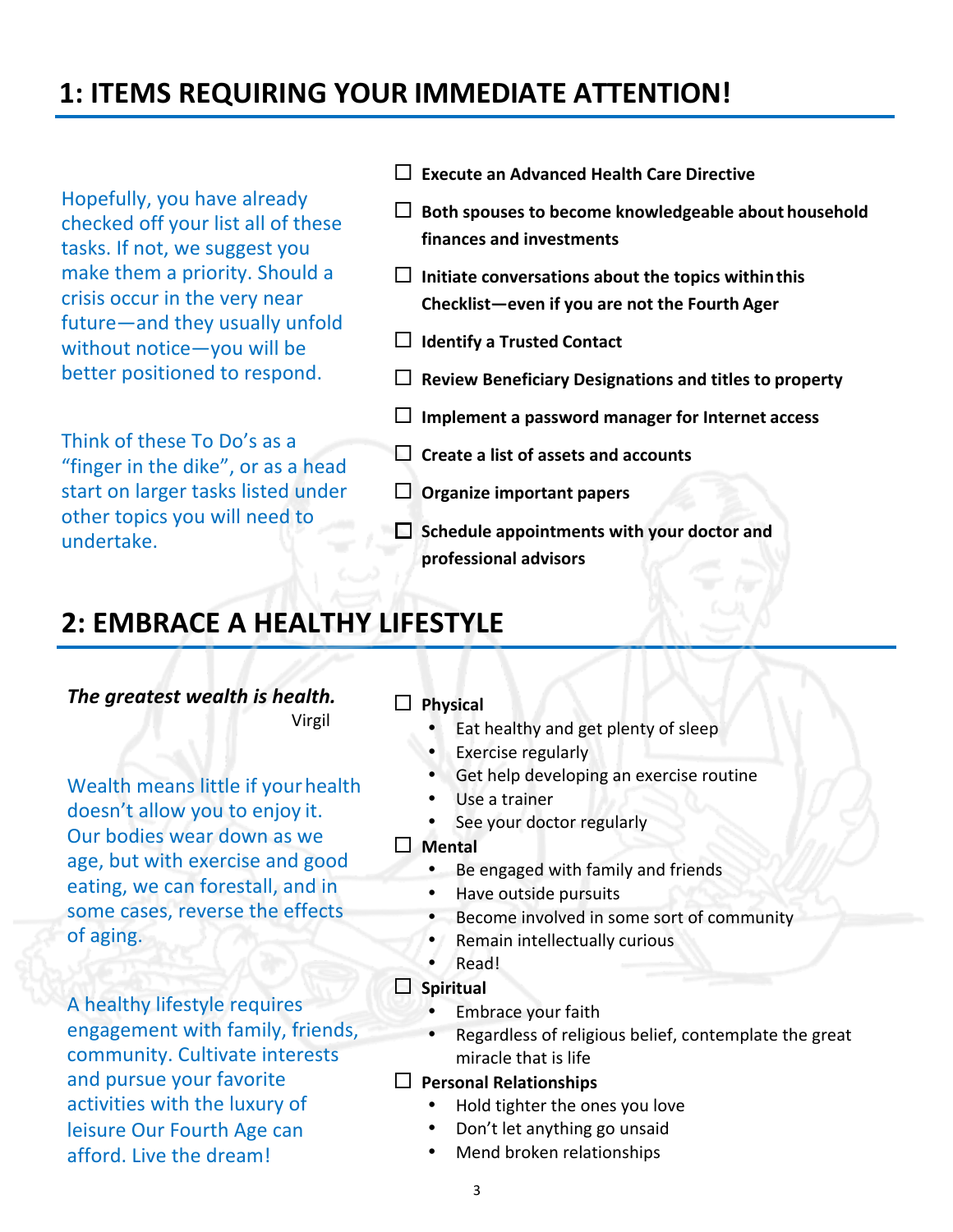## 1: ITEMS REQUIRING YOUR IMMEDIATE ATTENTION!

Hopefully, you have already checked off your list all of these tasks. If not, we suggest you make them a priority. Should a crisis occur in the very near future—and they usually unfold without notice—you will be better positioned to respond.

Think of these To Do's as a "finger in the dike", or as a head start on larger tasks listed under other topics you will need to undertake.

- ☐ **Execute an Advanced Health Care Directive**
- ☐ **Both spouses to become knowledgeable about household finances and investments**
- ☐ **Initiate conversations about the topics within this Checklist—even if you are not the Fourth Ager**
- ☐ **Identify a Trusted Contact**
- ☐ **Review Beneficiary Designations and titles to property**
- ☐ **Implement a password manager for Internet access**
- ☐ **Create a list of assets and accounts**
- ☐ **Organize important papers**
- ☐ **Schedule appointments with your doctor and professional advisors**

## 2: EMBRACE A HEALTHY LIFESTYLE

***The greatest wealth is health.***
Virgil

Wealth means little if your health doesn't allow you to enjoy it. Our bodies wear down as we age, but with exercise and good eating, we can forestall, and in some cases, reverse the effects of aging.

A healthy lifestyle requires engagement with family, friends, community. Cultivate interests and pursue your favorite activities with the luxury of leisure Our Fourth Age can afford. Live the dream!

- ☐ **Physical**
  - Eat healthy and get plenty of sleep
  - Exercise regularly
  - Get help developing an exercise routine
  - Use a trainer
  - See your doctor regularly
- ☐ **Mental**
  - Be engaged with family and friends
  - Have outside pursuits
  - Become involved in some sort of community
  - Remain intellectually curious
  - Read!
- ☐ **Spiritual**
  - Embrace your faith
  - Regardless of religious belief, contemplate the great miracle that is life
- ☐ **Personal Relationships**
  - Hold tighter the ones you love
  - Don't let anything go unsaid
  - Mend broken relationships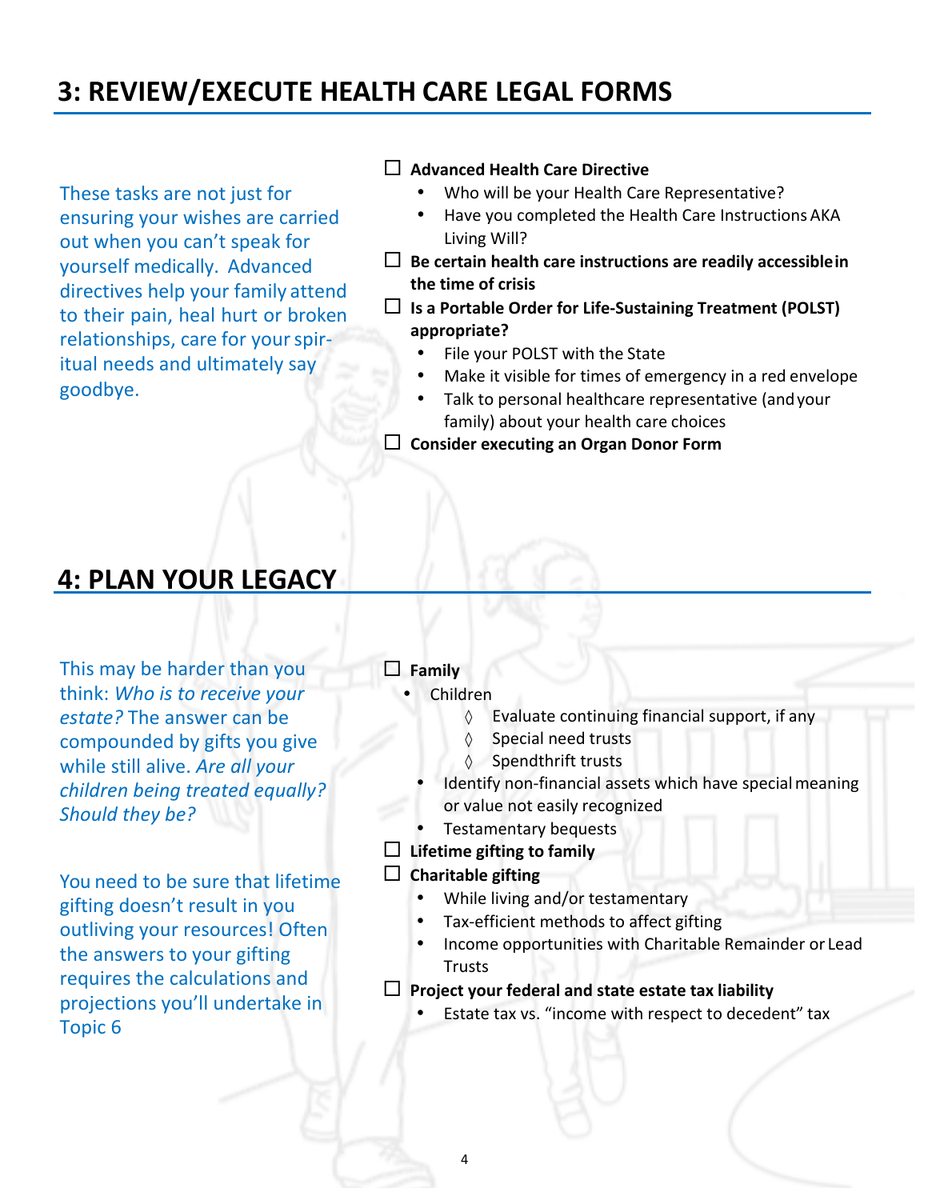## 3: REVIEW/EXECUTE HEALTH CARE LEGAL FORMS

These tasks are not just for ensuring your wishes are carried out when you can't speak for yourself medically. Advanced directives help your family attend to their pain, heal hurt or broken relationships, care for your spiritual needs and ultimately say goodbye.

- ☐ **Advanced Health Care Directive**
  - Who will be your Health Care Representative?
  - Have you completed the Health Care Instructions AKA Living Will?
- ☐ **Be certain health care instructions are readily accessible in the time of crisis**
- ☐ **Is a Portable Order for Life-Sustaining Treatment (POLST) appropriate?**
  - File your POLST with the State
  - Make it visible for times of emergency in a red envelope
  - Talk to personal healthcare representative (and your family) about your health care choices
- ☐ **Consider executing an Organ Donor Form**

## 4: PLAN YOUR LEGACY

This may be harder than you think: *Who is to receive your estate?* The answer can be compounded by gifts you give while still alive. *Are all your children being treated equally? Should they be?*

You need to be sure that lifetime gifting doesn't result in you outliving your resources! Often the answers to your gifting requires the calculations and projections you'll undertake in Topic 6

- ☐ **Family**
  - Children
    - ◊ Evaluate continuing financial support, if any
    - ◊ Special need trusts
    - ◊ Spendthrift trusts
  - Identify non-financial assets which have special meaning or value not easily recognized
  - Testamentary bequests
- ☐ **Lifetime gifting to family**
- ☐ **Charitable gifting**
  - While living and/or testamentary
  - Tax-efficient methods to affect gifting
  - Income opportunities with Charitable Remainder or Lead Trusts
- ☐ **Project your federal and state estate tax liability**
  - Estate tax vs. "income with respect to decedent" tax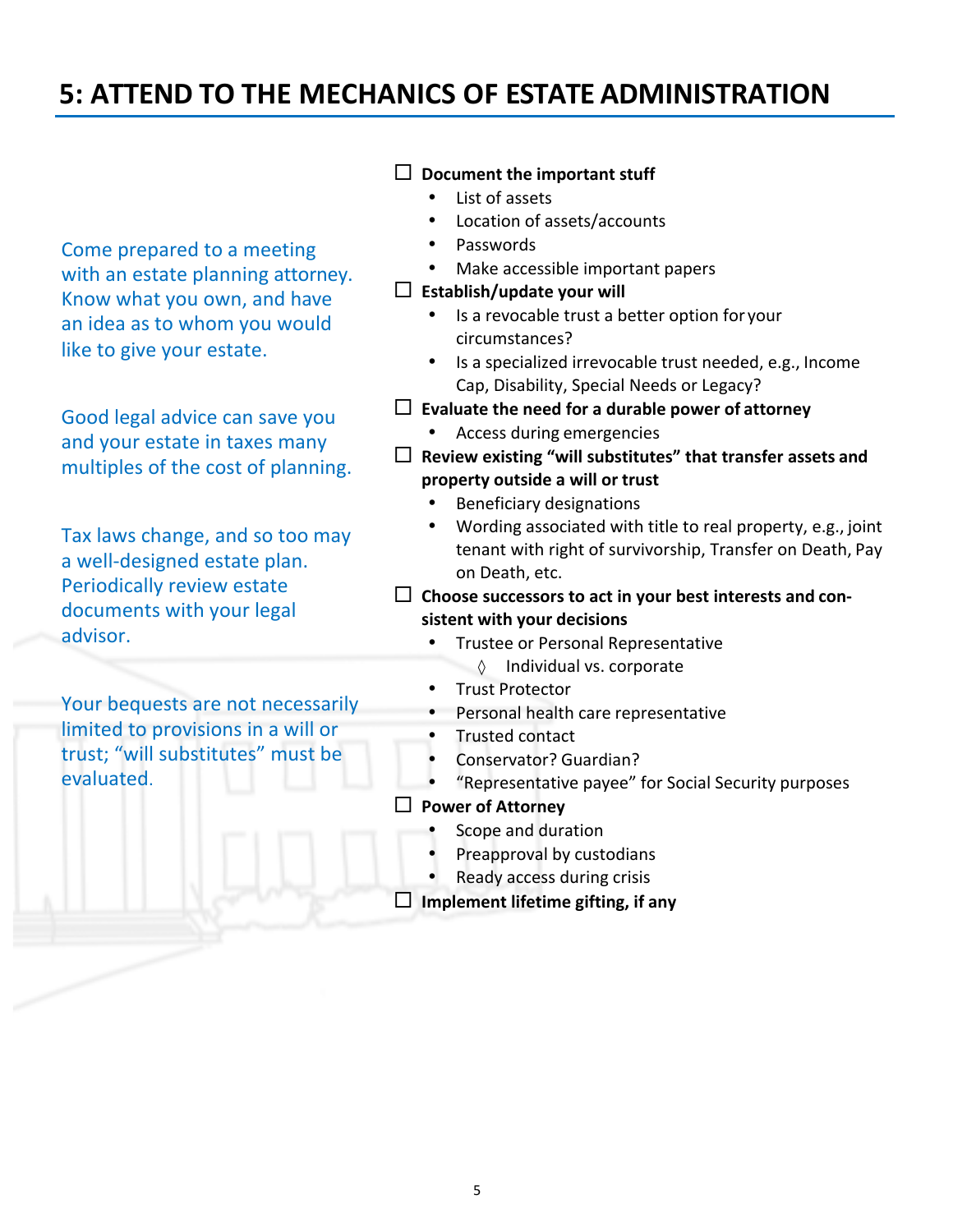# 5: ATTEND TO THE MECHANICS OF ESTATE ADMINISTRATION

Come prepared to a meeting with an estate planning attorney. Know what you own, and have an idea as to whom you would like to give your estate.

Good legal advice can save you and your estate in taxes many multiples of the cost of planning.

Tax laws change, and so too may a well-designed estate plan. Periodically review estate documents with your legal advisor.

Your bequests are not necessarily limited to provisions in a will or trust; "will substitutes" must be evaluated.

- ☐ **Document the important stuff**
  - List of assets
  - Location of assets/accounts
  - Passwords
  - Make accessible important papers
- ☐ **Establish/update your will**
  - Is a revocable trust a better option for your circumstances?
  - Is a specialized irrevocable trust needed, e.g., Income Cap, Disability, Special Needs or Legacy?
- ☐ **Evaluate the need for a durable power of attorney**
  - Access during emergencies
- ☐ **Review existing "will substitutes" that transfer assets and property outside a will or trust**
  - Beneficiary designations
  - Wording associated with title to real property, e.g., joint tenant with right of survivorship, Transfer on Death, Pay on Death, etc.
- ☐ **Choose successors to act in your best interests and consistent with your decisions**
  - Trustee or Personal Representative
    - ◊ Individual vs. corporate
  - Trust Protector
  - Personal health care representative
  - Trusted contact
  - Conservator? Guardian?
  - "Representative payee" for Social Security purposes
- ☐ **Power of Attorney**
  - Scope and duration
  - Preapproval by custodians
  - Ready access during crisis
- ☐ **Implement lifetime gifting, if any**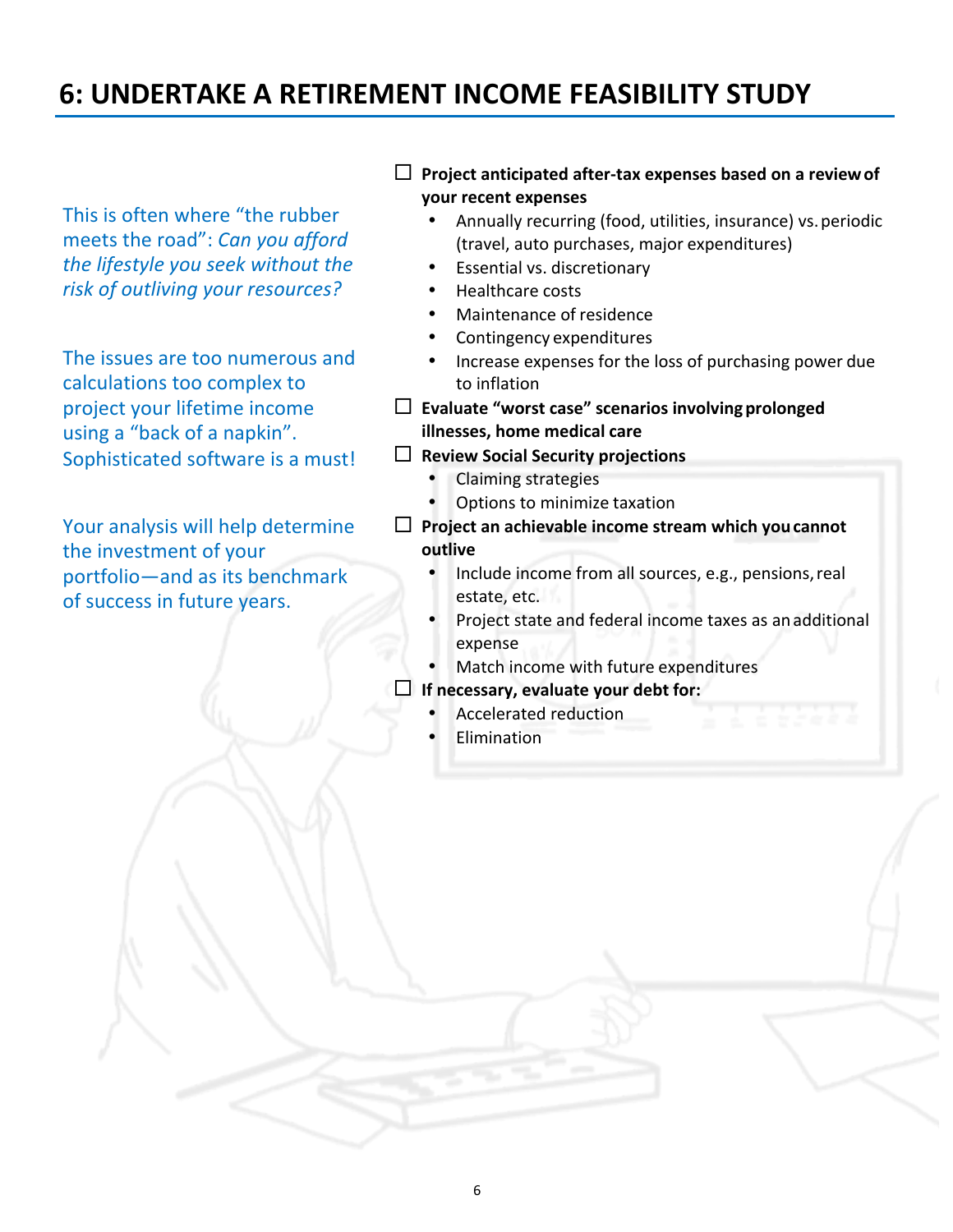# 6: UNDERTAKE A RETIREMENT INCOME FEASIBILITY STUDY

This is often where “the rubber meets the road”: *Can you afford the lifestyle you seek without the risk of outliving your resources?*

The issues are too numerous and calculations too complex to project your lifetime income using a “back of a napkin”. Sophisticated software is a must!

Your analysis will help determine the investment of your portfolio—and as its benchmark of success in future years.

- ☐ **Project anticipated after-tax expenses based on a review of your recent expenses**
  - Annually recurring (food, utilities, insurance) vs. periodic (travel, auto purchases, major expenditures)
  - Essential vs. discretionary
  - Healthcare costs
  - Maintenance of residence
  - Contingency expenditures
  - Increase expenses for the loss of purchasing power due to inflation
- ☐ **Evaluate “worst case” scenarios involving prolonged illnesses, home medical care**
- ☐ **Review Social Security projections**
  - Claiming strategies
  - Options to minimize taxation
- ☐ **Project an achievable income stream which you cannot outlive**
  - Include income from all sources, e.g., pensions, real estate, etc.
  - Project state and federal income taxes as an additional expense
  - Match income with future expenditures
- ☐ **If necessary, evaluate your debt for:**
  - Accelerated reduction
  - Elimination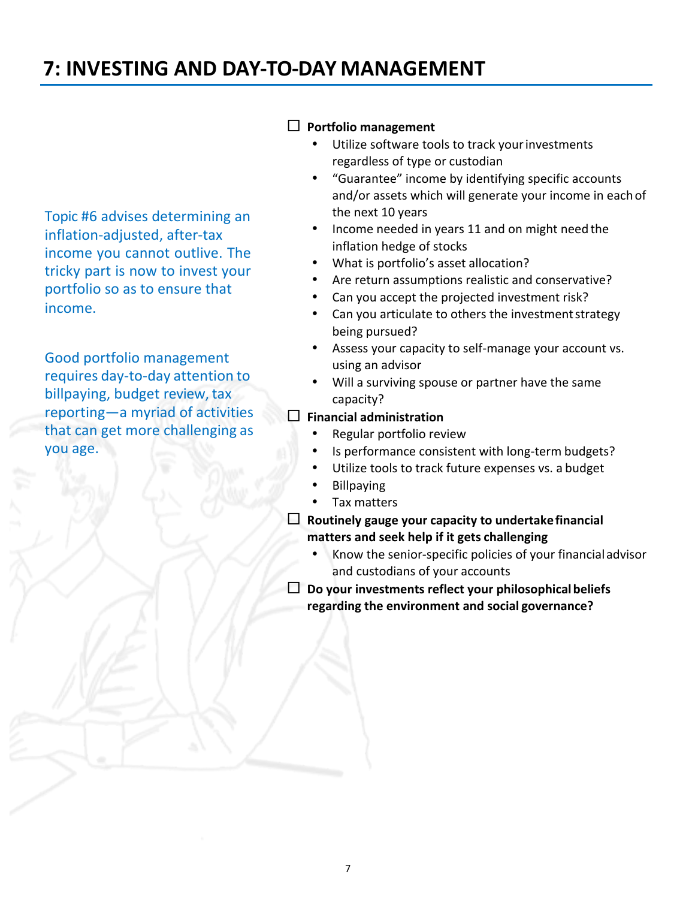# 7: INVESTING AND DAY-TO-DAY MANAGEMENT

Topic #6 advises determining an inflation-adjusted, after-tax income you cannot outlive. The tricky part is now to invest your portfolio so as to ensure that income.

Good portfolio management requires day-to-day attention to billpaying, budget review, tax reporting—a myriad of activities that can get more challenging as you age.

☐ **Portfolio management**

- Utilize software tools to track your investments regardless of type or custodian
- "Guarantee" income by identifying specific accounts and/or assets which will generate your income in each of the next 10 years
- Income needed in years 11 and on might need the inflation hedge of stocks
- What is portfolio's asset allocation?
- Are return assumptions realistic and conservative?
- Can you accept the projected investment risk?
- Can you articulate to others the investment strategy being pursued?
- Assess your capacity to self-manage your account vs. using an advisor
- Will a surviving spouse or partner have the same capacity?

☐ **Financial administration**

- Regular portfolio review
- Is performance consistent with long-term budgets?
- Utilize tools to track future expenses vs. a budget
- Billpaying
- Tax matters

☐ **Routinely gauge your capacity to undertake financial matters and seek help if it gets challenging**

- Know the senior-specific policies of your financial advisor and custodians of your accounts

☐ **Do your investments reflect your philosophical beliefs regarding the environment and social governance?**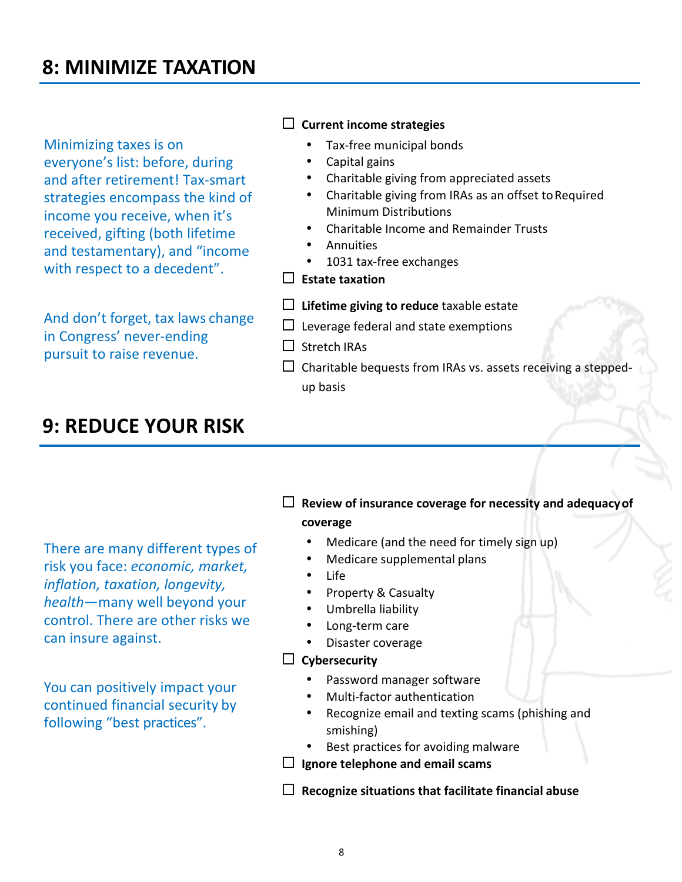## 8: MINIMIZE TAXATION

Minimizing taxes is on everyone's list: before, during and after retirement! Tax-smart strategies encompass the kind of income you receive, when it's received, gifting (both lifetime and testamentary), and "income with respect to a decedent".

And don't forget, tax laws change in Congress' never-ending pursuit to raise revenue.

- ☐ **Current income strategies**
  - Tax-free municipal bonds
  - Capital gains
  - Charitable giving from appreciated assets
  - Charitable giving from IRAs as an offset to Required Minimum Distributions
  - Charitable Income and Remainder Trusts
  - Annuities
  - 1031 tax-free exchanges
- ☐ **Estate taxation**
- ☐ **Lifetime giving to reduce** taxable estate
- ☐ Leverage federal and state exemptions
- ☐ Stretch IRAs
- ☐ Charitable bequests from IRAs vs. assets receiving a stepped-up basis

## 9: REDUCE YOUR RISK

There are many different types of risk you face: *economic, market, inflation, taxation, longevity, health*—many well beyond your control. There are other risks we can insure against.

You can positively impact your continued financial security by following "best practices".

- ☐ **Review of insurance coverage for necessity and adequacy of coverage**
  - Medicare (and the need for timely sign up)
  - Medicare supplemental plans
  - Life
  - Property & Casualty
  - Umbrella liability
  - Long-term care
  - Disaster coverage
- ☐ **Cybersecurity**
  - Password manager software
  - Multi-factor authentication
  - Recognize email and texting scams (phishing and smishing)
  - Best practices for avoiding malware
- ☐ **Ignore telephone and email scams**
- ☐ **Recognize situations that facilitate financial abuse**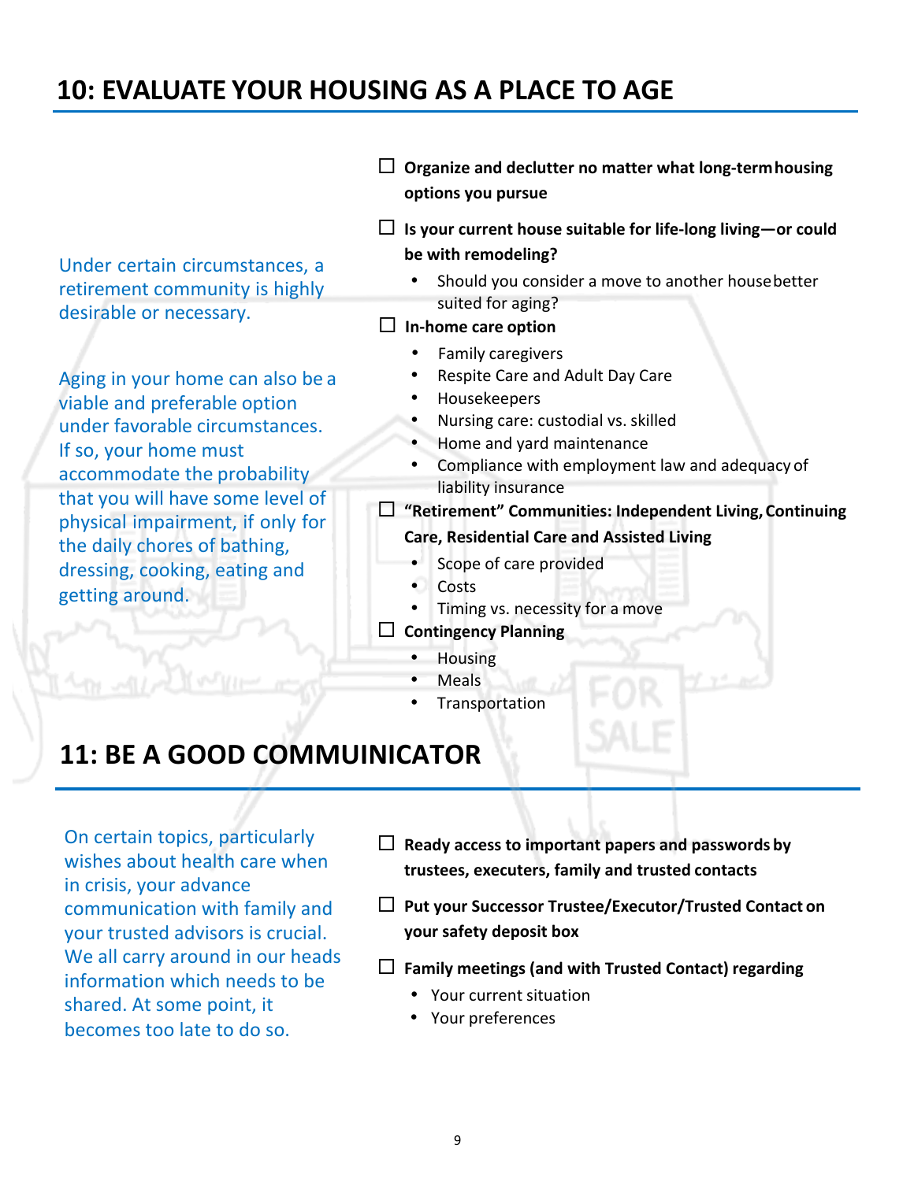## 10: EVALUATE YOUR HOUSING AS A PLACE TO AGE

Under certain circumstances, a retirement community is highly desirable or necessary.

Aging in your home can also be a viable and preferable option under favorable circumstances. If so, your home must accommodate the probability that you will have some level of physical impairment, if only for the daily chores of bathing, dressing, cooking, eating and getting around.

- ☐ **Organize and declutter no matter what long-term housing options you pursue**
- ☐ **Is your current house suitable for life-long living—or could be with remodeling?**
  - Should you consider a move to another house better suited for aging?
- ☐ **In-home care option**
  - Family caregivers
  - Respite Care and Adult Day Care
  - Housekeepers
  - Nursing care: custodial vs. skilled
  - Home and yard maintenance
  - Compliance with employment law and adequacy of liability insurance
- ☐ **"Retirement" Communities: Independent Living, Continuing Care, Residential Care and Assisted Living**
  - Scope of care provided
  - Costs
  - Timing vs. necessity for a move
- ☐ **Contingency Planning**
  - Housing
  - Meals
  - Transportation

## 11: BE A GOOD COMMUINICATOR

On certain topics, particularly wishes about health care when in crisis, your advance communication with family and your trusted advisors is crucial. We all carry around in our heads information which needs to be shared. At some point, it becomes too late to do so.

- ☐ **Ready access to important papers and passwords by trustees, executers, family and trusted contacts**
- ☐ **Put your Successor Trustee/Executor/Trusted Contact on your safety deposit box**
- ☐ **Family meetings (and with Trusted Contact) regarding**
  - Your current situation
  - Your preferences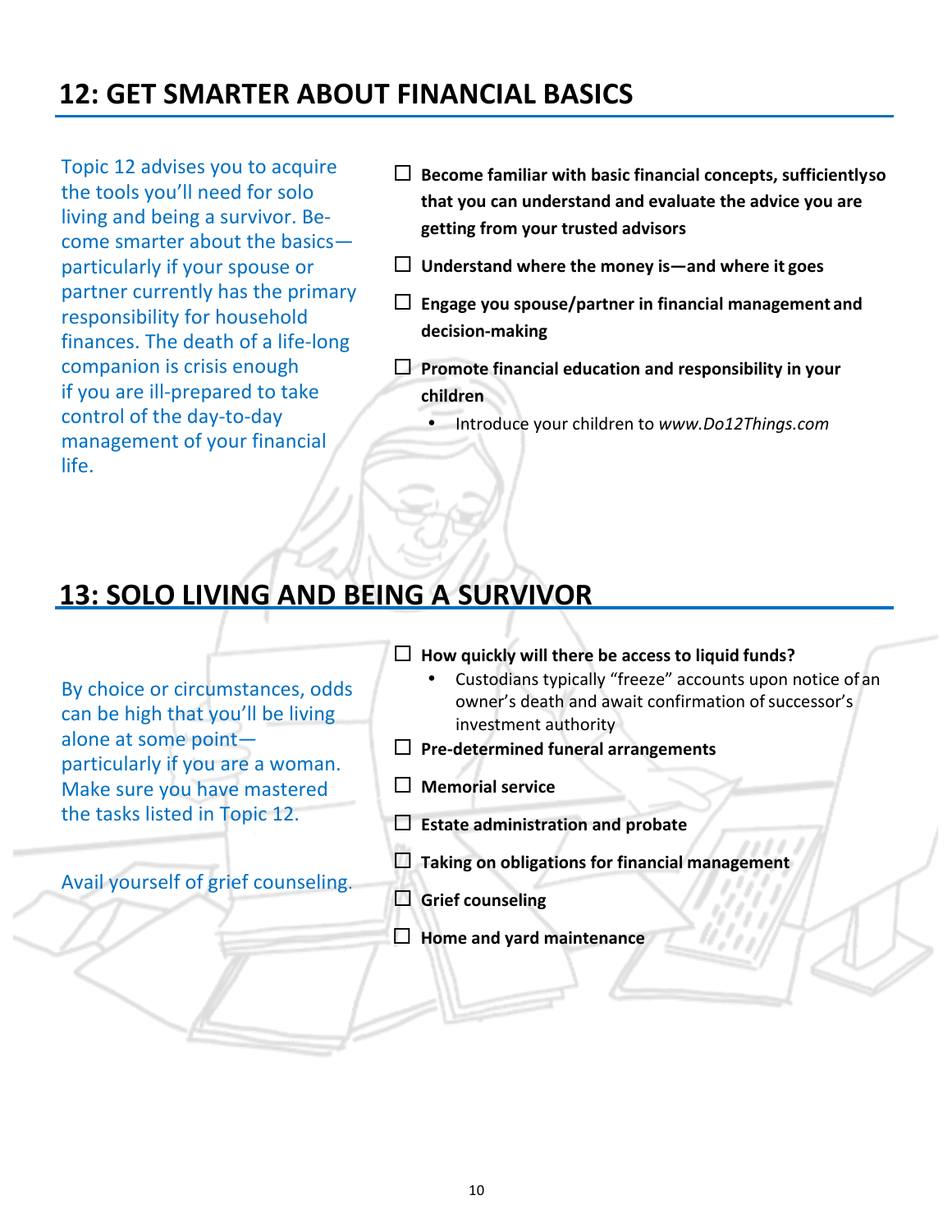## 12: GET SMARTER ABOUT FINANCIAL BASICS

Topic 12 advises you to acquire the tools you'll need for solo living and being a survivor. Become smarter about the basics—particularly if your spouse or partner currently has the primary responsibility for household finances. The death of a life-long companion is crisis enough if you are ill-prepared to take control of the day-to-day management of your financial life.

- ☐ **Become familiar with basic financial concepts, sufficiently so that you can understand and evaluate the advice you are getting from your trusted advisors**
- ☐ **Understand where the money is—and where it goes**
- ☐ **Engage you spouse/partner in financial management and decision-making**
- ☐ **Promote financial education and responsibility in your children**
  - Introduce your children to *www.Do12Things.com*

## 13: SOLO LIVING AND BEING A SURVIVOR

By choice or circumstances, odds can be high that you'll be living alone at some point—particularly if you are a woman. Make sure you have mastered the tasks listed in Topic 12.

Avail yourself of grief counseling.

- ☐ **How quickly will there be access to liquid funds?**
  - Custodians typically "freeze" accounts upon notice of an owner's death and await confirmation of successor's investment authority
- ☐ **Pre-determined funeral arrangements**
- ☐ **Memorial service**
- ☐ **Estate administration and probate**
- ☐ **Taking on obligations for financial management**
- ☐ **Grief counseling**
- ☐ **Home and yard maintenance**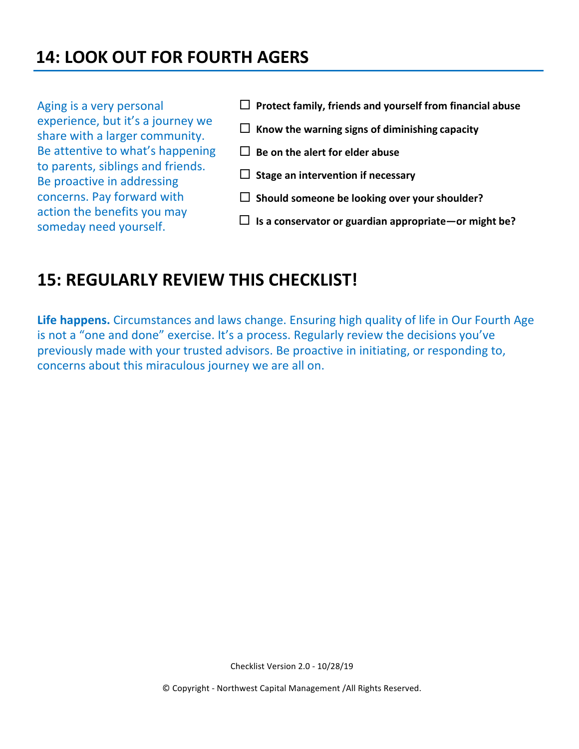## 14: LOOK OUT FOR FOURTH AGERS

Aging is a very personal experience, but it's a journey we share with a larger community. Be attentive to what's happening to parents, siblings and friends. Be proactive in addressing concerns. Pay forward with action the benefits you may someday need yourself.

- ☐ **Protect family, friends and yourself from financial abuse**
- ☐ **Know the warning signs of diminishing capacity**
- ☐ **Be on the alert for elder abuse**
- ☐ **Stage an intervention if necessary**
- ☐ **Should someone be looking over your shoulder?**
- ☐ **Is a conservator or guardian appropriate—or might be?**

## 15: REGULARLY REVIEW THIS CHECKLIST!

**Life happens.** Circumstances and laws change. Ensuring high quality of life in Our Fourth Age is not a "one and done" exercise. It's a process. Regularly review the decisions you've previously made with your trusted advisors. Be proactive in initiating, or responding to, concerns about this miraculous journey we are all on.

Checklist Version 2.0 - 10/28/19

© Copyright - Northwest Capital Management /All Rights Reserved.